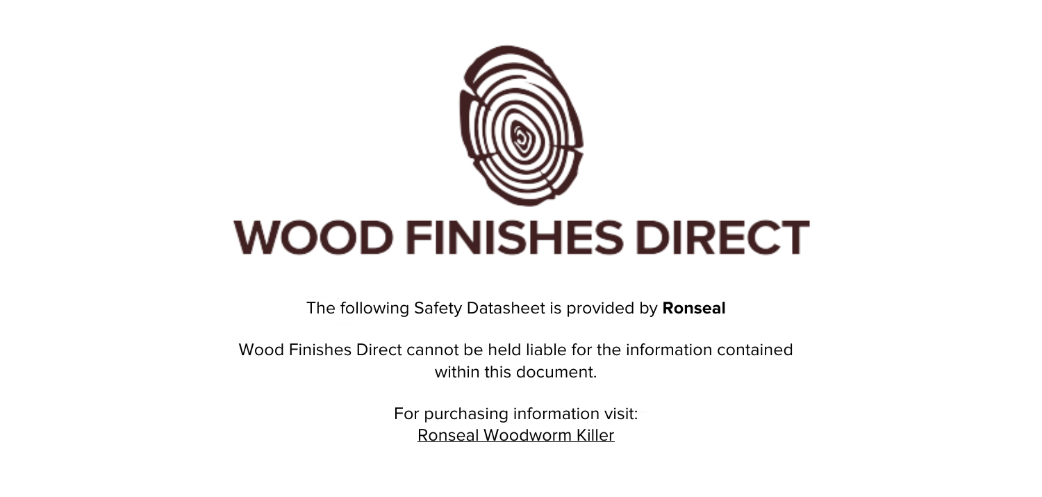# WOOD FINISHES DIRECT

The following Safety Datasheet is provided by **Ronseal**

Wood Finishes Direct cannot be held liable for the information contained within this document.

For purchasing information visit:
Ronseal Woodworm Killer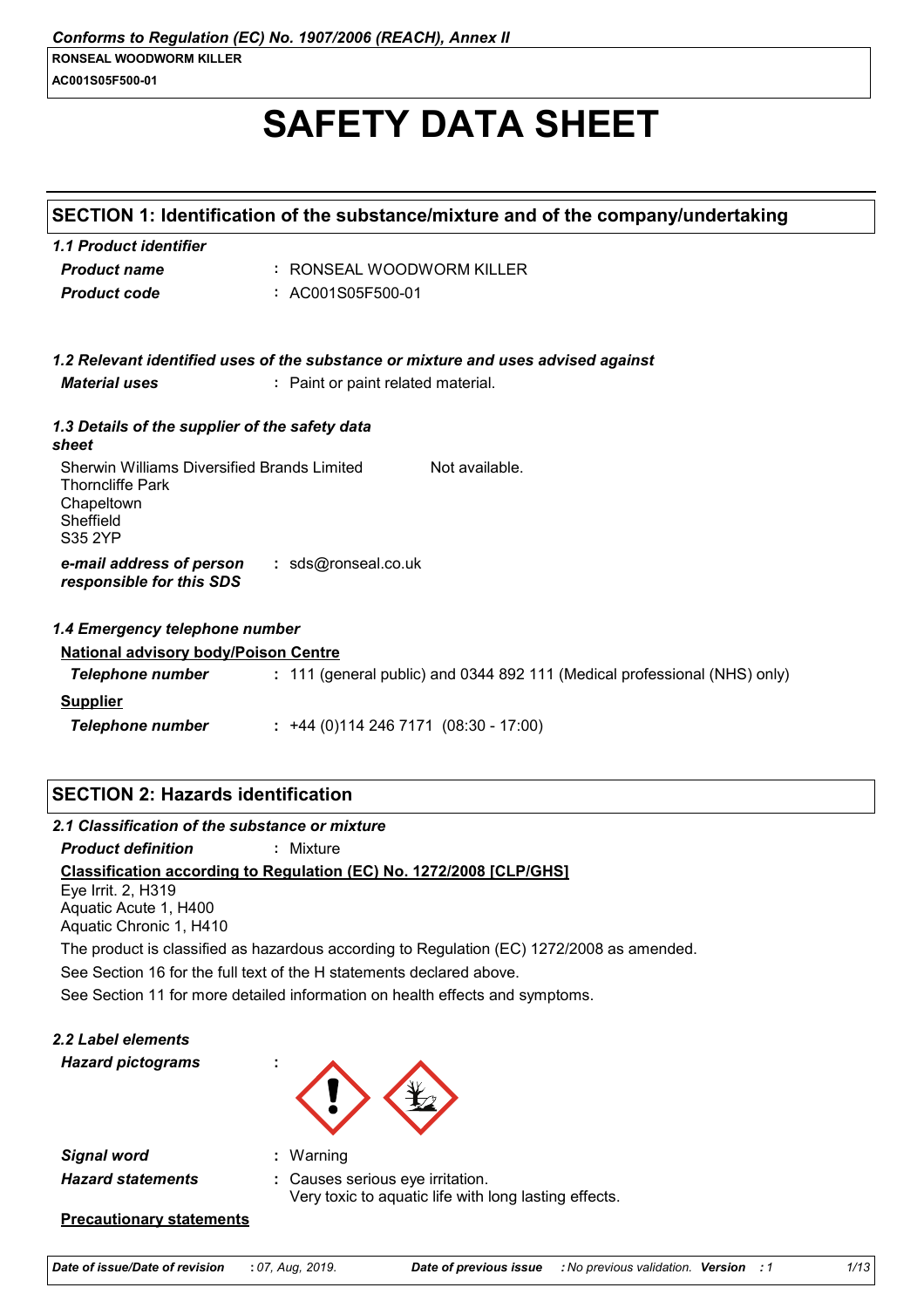*Conforms to Regulation (EC) No. 1907/2006 (REACH), Annex II*

**RONSEAL WOODWORM KILLER**
**AC001S05F500-01**

# SAFETY DATA SHEET

## SECTION 1: Identification of the substance/mixture and of the company/undertaking

### *1.1 Product identifier*

***Product name*** : RONSEAL WOODWORM KILLER

***Product code*** : AC001S05F500-01

### *1.2 Relevant identified uses of the substance or mixture and uses advised against*

***Material uses*** : Paint or paint related material.

### *1.3 Details of the supplier of the safety data sheet*

Sherwin Williams Diversified Brands Limited
Thorncliffe Park
Chapeltown
Sheffield
S35 2YP

Not available.

***e-mail address of person responsible for this SDS*** : sds@ronseal.co.uk

### *1.4 Emergency telephone number*

**National advisory body/Poison Centre**

***Telephone number*** : 111 (general public) and 0344 892 111 (Medical professional (NHS) only)

**Supplier**

***Telephone number*** : +44 (0)114 246 7171 (08:30 - 17:00)

## SECTION 2: Hazards identification

### *2.1 Classification of the substance or mixture*

***Product definition*** : Mixture

**Classification according to Regulation (EC) No. 1272/2008 [CLP/GHS]**

Eye Irrit. 2, H319
Aquatic Acute 1, H400
Aquatic Chronic 1, H410

The product is classified as hazardous according to Regulation (EC) 1272/2008 as amended.

See Section 16 for the full text of the H statements declared above.

See Section 11 for more detailed information on health effects and symptoms.

### *2.2 Label elements*

***Hazard pictograms*** :

***Signal word*** : Warning

***Hazard statements*** : Causes serious eye irritation.
Very toxic to aquatic life with long lasting effects.

**Precautionary statements**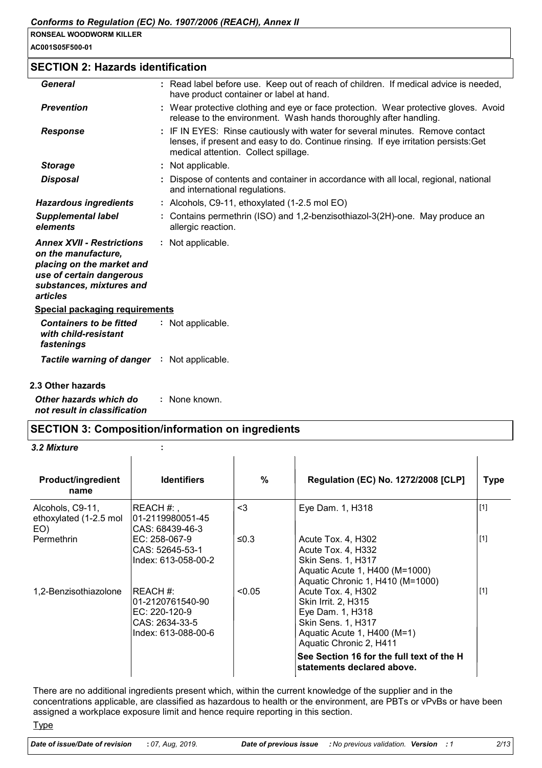## SECTION 2: Hazards identification

| | |
|---|---|
| ***General*** | : Read label before use. Keep out of reach of children. If medical advice is needed, have product container or label at hand. |
| ***Prevention*** | : Wear protective clothing and eye or face protection. Wear protective gloves. Avoid release to the environment. Wash hands thoroughly after handling. |
| ***Response*** | : IF IN EYES: Rinse cautiously with water for several minutes. Remove contact lenses, if present and easy to do. Continue rinsing. If eye irritation persists:Get medical attention. Collect spillage. |
| ***Storage*** | : Not applicable. |
| ***Disposal*** | : Dispose of contents and container in accordance with all local, regional, national and international regulations. |
| ***Hazardous ingredients*** | : Alcohols, C9-11, ethoxylated (1-2.5 mol EO) |
| ***Supplemental label elements*** | : Contains permethrin (ISO) and 1,2-benzisothiazol-3(2H)-one. May produce an allergic reaction. |
| ***Annex XVII - Restrictions on the manufacture, placing on the market and use of certain dangerous substances, mixtures and articles*** | : Not applicable. |

**Special packaging requirements**

| | |
|---|---|
| ***Containers to be fitted with child-resistant fastenings*** | : Not applicable. |
| ***Tactile warning of danger*** | : Not applicable. |

**2.3 Other hazards**

| | |
|---|---|
| ***Other hazards which do not result in classification*** | : None known. |

## SECTION 3: Composition/information on ingredients

***3.2 Mixture*** :

| Product/ingredient name | Identifiers | % | Regulation (EC) No. 1272/2008 [CLP] | Type |
|---|---|---|---|---|
| Alcohols, C9-11, ethoxylated (1-2.5 mol EO) | REACH #: , 01-2119980051-45 CAS: 68439-46-3 | <3 | Eye Dam. 1, H318 | [1] |
| Permethrin | EC: 258-067-9 CAS: 52645-53-1 Index: 613-058-00-2 | ≤0.3 | Acute Tox. 4, H302 Acute Tox. 4, H332 Skin Sens. 1, H317 Aquatic Acute 1, H400 (M=1000) Aquatic Chronic 1, H410 (M=1000) | [1] |
| 1,2-Benzisothiazolone | REACH #: 01-2120761540-90 EC: 220-120-9 CAS: 2634-33-5 Index: 613-088-00-6 | <0.05 | Acute Tox. 4, H302 Skin Irrit. 2, H315 Eye Dam. 1, H318 Skin Sens. 1, H317 Aquatic Acute 1, H400 (M=1) Aquatic Chronic 2, H411 | [1] |
| | | | **See Section 16 for the full text of the H statements declared above.** | |

There are no additional ingredients present which, within the current knowledge of the supplier and in the concentrations applicable, are classified as hazardous to health or the environment, are PBTs or vPvBs or have been assigned a workplace exposure limit and hence require reporting in this section.

Type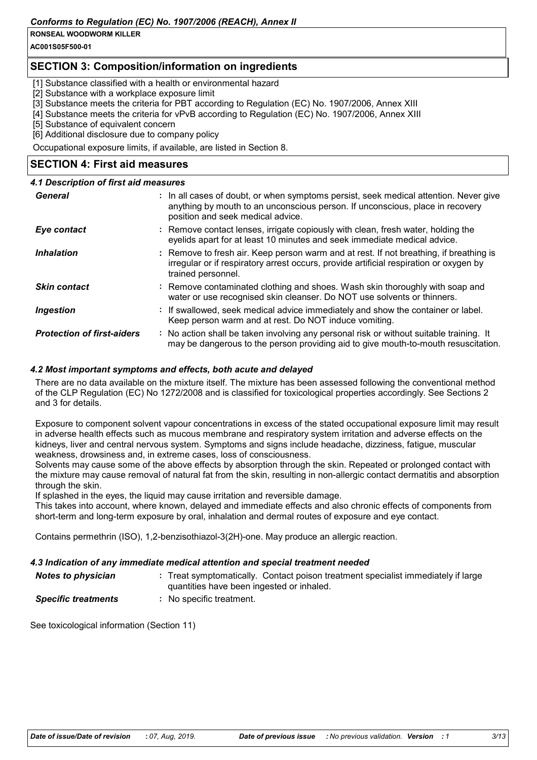## SECTION 3: Composition/information on ingredients

[1] Substance classified with a health or environmental hazard
[2] Substance with a workplace exposure limit
[3] Substance meets the criteria for PBT according to Regulation (EC) No. 1907/2006, Annex XIII
[4] Substance meets the criteria for vPvB according to Regulation (EC) No. 1907/2006, Annex XIII
[5] Substance of equivalent concern
[6] Additional disclosure due to company policy

Occupational exposure limits, if available, are listed in Section 8.

## SECTION 4: First aid measures

### 4.1 Description of first aid measures

| | |
|---|---|
| ***General*** | : In all cases of doubt, or when symptoms persist, seek medical attention. Never give anything by mouth to an unconscious person. If unconscious, place in recovery position and seek medical advice. |
| ***Eye contact*** | : Remove contact lenses, irrigate copiously with clean, fresh water, holding the eyelids apart for at least 10 minutes and seek immediate medical advice. |
| ***Inhalation*** | : Remove to fresh air. Keep person warm and at rest. If not breathing, if breathing is irregular or if respiratory arrest occurs, provide artificial respiration or oxygen by trained personnel. |
| ***Skin contact*** | : Remove contaminated clothing and shoes. Wash skin thoroughly with soap and water or use recognised skin cleanser. Do NOT use solvents or thinners. |
| ***Ingestion*** | : If swallowed, seek medical advice immediately and show the container or label. Keep person warm and at rest. Do NOT induce vomiting. |
| ***Protection of first-aiders*** | : No action shall be taken involving any personal risk or without suitable training. It may be dangerous to the person providing aid to give mouth-to-mouth resuscitation. |

### 4.2 Most important symptoms and effects, both acute and delayed

There are no data available on the mixture itself. The mixture has been assessed following the conventional method of the CLP Regulation (EC) No 1272/2008 and is classified for toxicological properties accordingly. See Sections 2 and 3 for details.

Exposure to component solvent vapour concentrations in excess of the stated occupational exposure limit may result in adverse health effects such as mucous membrane and respiratory system irritation and adverse effects on the kidneys, liver and central nervous system. Symptoms and signs include headache, dizziness, fatigue, muscular weakness, drowsiness and, in extreme cases, loss of consciousness.
Solvents may cause some of the above effects by absorption through the skin. Repeated or prolonged contact with the mixture may cause removal of natural fat from the skin, resulting in non-allergic contact dermatitis and absorption through the skin.
If splashed in the eyes, the liquid may cause irritation and reversible damage.
This takes into account, where known, delayed and immediate effects and also chronic effects of components from short-term and long-term exposure by oral, inhalation and dermal routes of exposure and eye contact.

Contains permethrin (ISO), 1,2-benzisothiazol-3(2H)-one. May produce an allergic reaction.

### 4.3 Indication of any immediate medical attention and special treatment needed

| | |
|---|---|
| ***Notes to physician*** | : Treat symptomatically. Contact poison treatment specialist immediately if large quantities have been ingested or inhaled. |
| ***Specific treatments*** | : No specific treatment. |

See toxicological information (Section 11)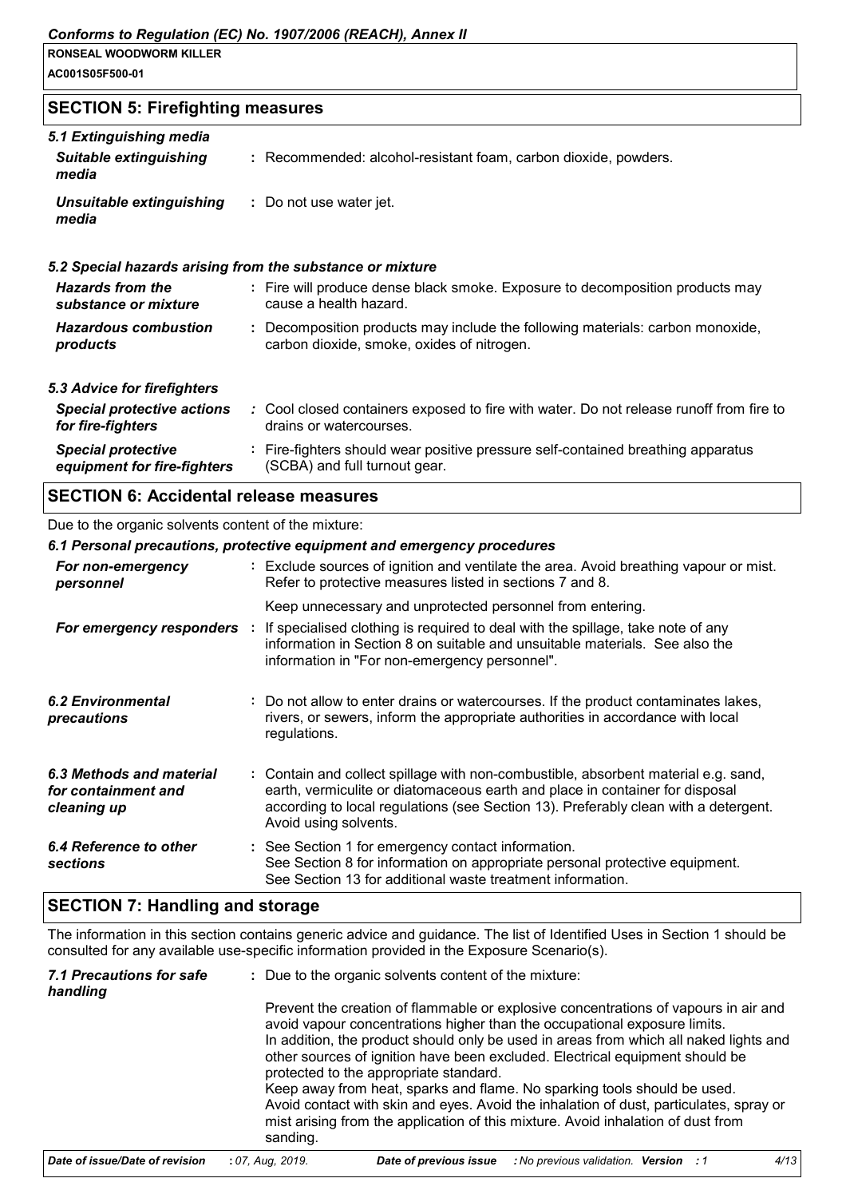## SECTION 5: Firefighting measures

### 5.1 Extinguishing media

| | |
|---|---|
| ***Suitable extinguishing media*** | : Recommended: alcohol-resistant foam, carbon dioxide, powders. |
| ***Unsuitable extinguishing media*** | : Do not use water jet. |

### 5.2 Special hazards arising from the substance or mixture

| | |
|---|---|
| ***Hazards from the substance or mixture*** | : Fire will produce dense black smoke. Exposure to decomposition products may cause a health hazard. |
| ***Hazardous combustion products*** | : Decomposition products may include the following materials: carbon monoxide, carbon dioxide, smoke, oxides of nitrogen. |

### 5.3 Advice for firefighters

| | |
|---|---|
| ***Special protective actions for fire-fighters*** | : Cool closed containers exposed to fire with water. Do not release runoff from fire to drains or watercourses. |
| ***Special protective equipment for fire-fighters*** | : Fire-fighters should wear positive pressure self-contained breathing apparatus (SCBA) and full turnout gear. |

## SECTION 6: Accidental release measures

Due to the organic solvents content of the mixture:

### 6.1 Personal precautions, protective equipment and emergency procedures

| | |
|---|---|
| ***For non-emergency personnel*** | : Exclude sources of ignition and ventilate the area. Avoid breathing vapour or mist. Refer to protective measures listed in sections 7 and 8.<br><br>Keep unnecessary and unprotected personnel from entering. |
| ***For emergency responders*** | : If specialised clothing is required to deal with the spillage, take note of any information in Section 8 on suitable and unsuitable materials. See also the information in "For non-emergency personnel". |
| ***6.2 Environmental precautions*** | : Do not allow to enter drains or watercourses. If the product contaminates lakes, rivers, or sewers, inform the appropriate authorities in accordance with local regulations. |
| ***6.3 Methods and material for containment and cleaning up*** | : Contain and collect spillage with non-combustible, absorbent material e.g. sand, earth, vermiculite or diatomaceous earth and place in container for disposal according to local regulations (see Section 13). Preferably clean with a detergent. Avoid using solvents. |
| ***6.4 Reference to other sections*** | : See Section 1 for emergency contact information.<br>See Section 8 for information on appropriate personal protective equipment.<br>See Section 13 for additional waste treatment information. |

## SECTION 7: Handling and storage

The information in this section contains generic advice and guidance. The list of Identified Uses in Section 1 should be consulted for any available use-specific information provided in the Exposure Scenario(s).

| | |
|---|---|
| ***7.1 Precautions for safe handling*** | : Due to the organic solvents content of the mixture:<br><br>Prevent the creation of flammable or explosive concentrations of vapours in air and avoid vapour concentrations higher than the occupational exposure limits.<br>In addition, the product should only be used in areas from which all naked lights and other sources of ignition have been excluded. Electrical equipment should be protected to the appropriate standard.<br>Keep away from heat, sparks and flame. No sparking tools should be used.<br>Avoid contact with skin and eyes. Avoid the inhalation of dust, particulates, spray or mist arising from the application of this mixture. Avoid inhalation of dust from sanding. |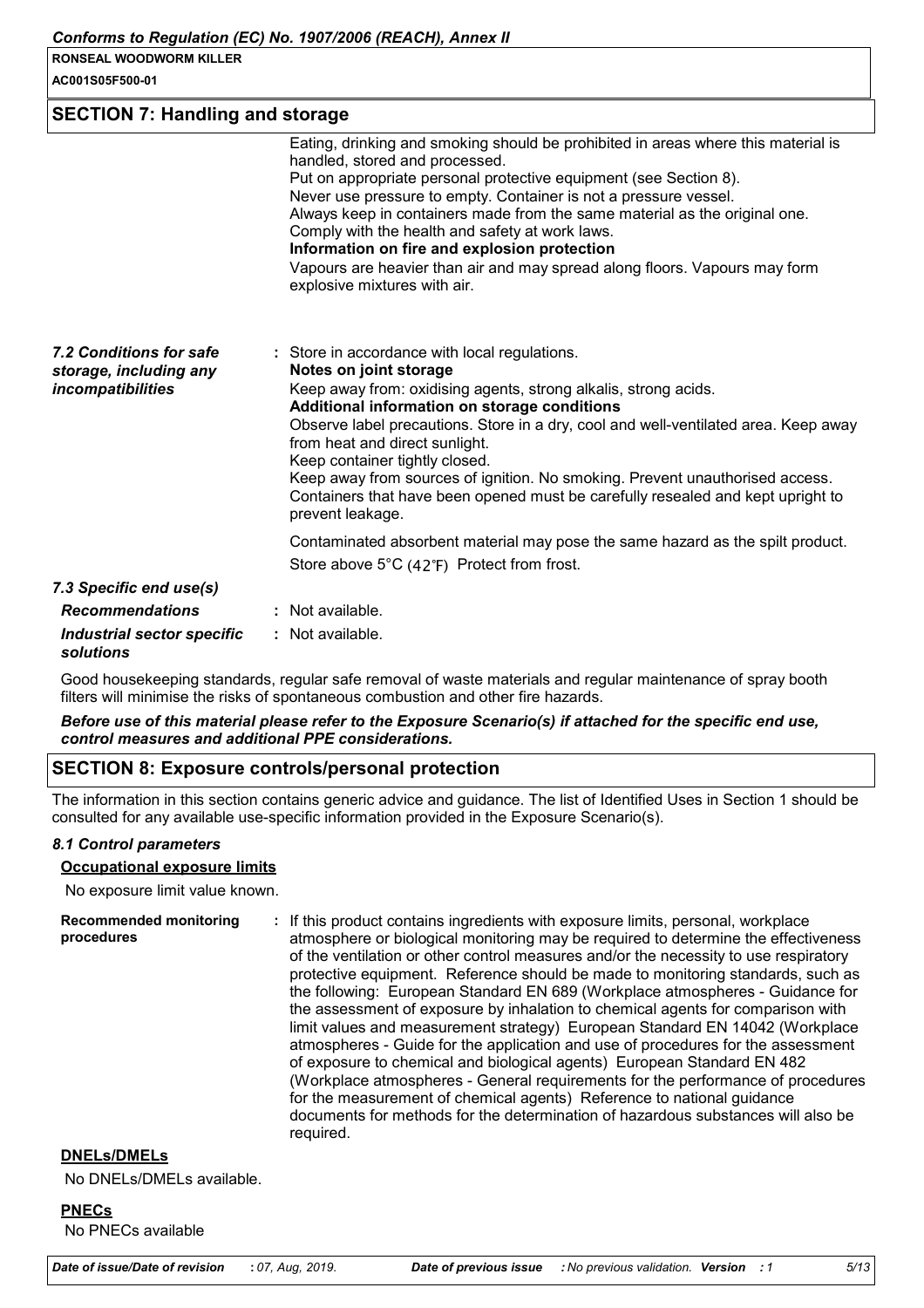## SECTION 7: Handling and storage

Eating, drinking and smoking should be prohibited in areas where this material is handled, stored and processed.
Put on appropriate personal protective equipment (see Section 8).
Never use pressure to empty. Container is not a pressure vessel.
Always keep in containers made from the same material as the original one.
Comply with the health and safety at work laws.

**Information on fire and explosion protection**

Vapours are heavier than air and may spread along floors. Vapours may form explosive mixtures with air.

***7.2 Conditions for safe storage, including any incompatibilities*** : Store in accordance with local regulations.

**Notes on joint storage**

Keep away from: oxidising agents, strong alkalis, strong acids.

**Additional information on storage conditions**

Observe label precautions. Store in a dry, cool and well-ventilated area. Keep away from heat and direct sunlight.
Keep container tightly closed.
Keep away from sources of ignition. No smoking. Prevent unauthorised access.
Containers that have been opened must be carefully resealed and kept upright to prevent leakage.

Contaminated absorbent material may pose the same hazard as the spilt product.

Store above 5°C (42°F) Protect from frost.

***7.3 Specific end use(s)***

***Recommendations*** : Not available.

***Industrial sector specific solutions*** : Not available.

Good housekeeping standards, regular safe removal of waste materials and regular maintenance of spray booth filters will minimise the risks of spontaneous combustion and other fire hazards.

***Before use of this material please refer to the Exposure Scenario(s) if attached for the specific end use, control measures and additional PPE considerations.***

## SECTION 8: Exposure controls/personal protection

The information in this section contains generic advice and guidance. The list of Identified Uses in Section 1 should be consulted for any available use-specific information provided in the Exposure Scenario(s).

***8.1 Control parameters***

**Occupational exposure limits**

No exposure limit value known.

**Recommended monitoring procedures** : If this product contains ingredients with exposure limits, personal, workplace atmosphere or biological monitoring may be required to determine the effectiveness of the ventilation or other control measures and/or the necessity to use respiratory protective equipment. Reference should be made to monitoring standards, such as the following: European Standard EN 689 (Workplace atmospheres - Guidance for the assessment of exposure by inhalation to chemical agents for comparison with limit values and measurement strategy) European Standard EN 14042 (Workplace atmospheres - Guide for the application and use of procedures for the assessment of exposure to chemical and biological agents) European Standard EN 482 (Workplace atmospheres - General requirements for the performance of procedures for the measurement of chemical agents) Reference to national guidance documents for methods for the determination of hazardous substances will also be required.

**DNELs/DMELs**

No DNELs/DMELs available.

**PNECs**

No PNECs available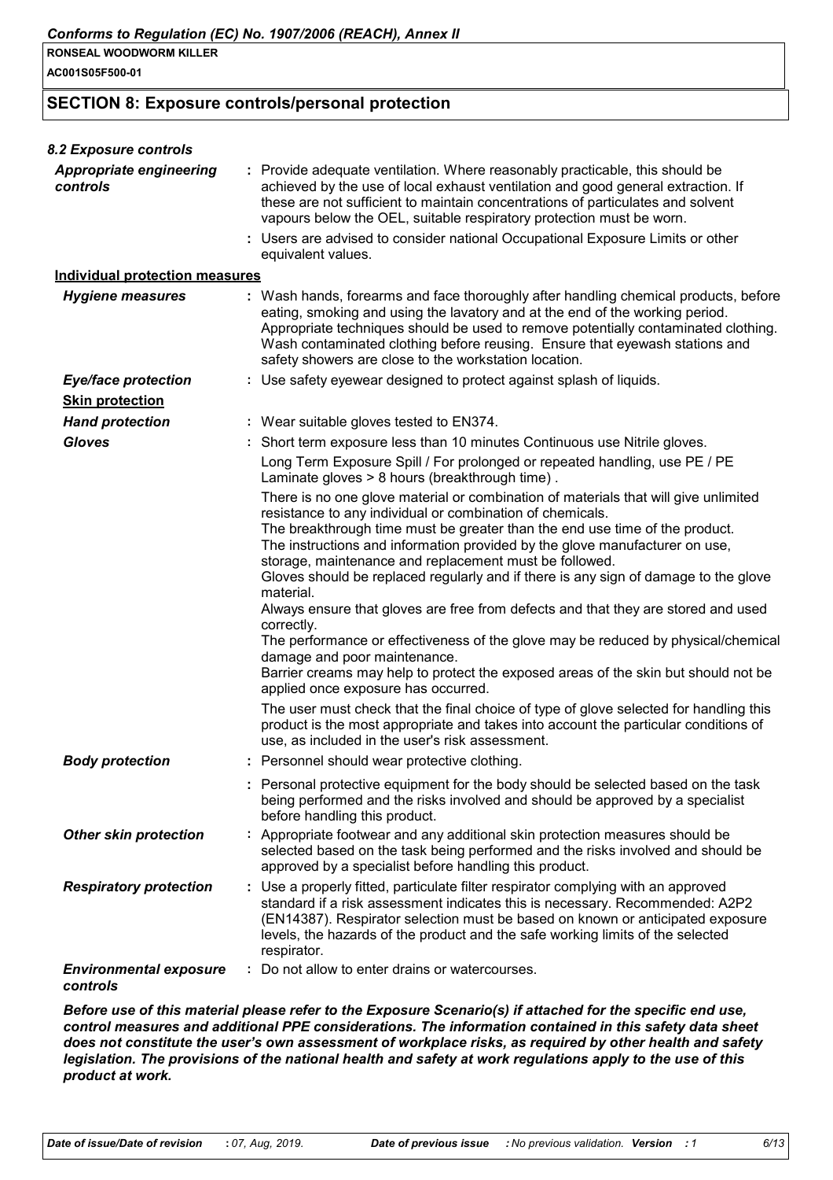## SECTION 8: Exposure controls/personal protection

### *8.2 Exposure controls*

| | |
|---|---|
| ***Appropriate engineering controls*** | : Provide adequate ventilation. Where reasonably practicable, this should be achieved by the use of local exhaust ventilation and good general extraction. If these are not sufficient to maintain concentrations of particulates and solvent vapours below the OEL, suitable respiratory protection must be worn. |
| | : Users are advised to consider national Occupational Exposure Limits or other equivalent values. |

**Individual protection measures**

| | |
|---|---|
| ***Hygiene measures*** | : Wash hands, forearms and face thoroughly after handling chemical products, before eating, smoking and using the lavatory and at the end of the working period. Appropriate techniques should be used to remove potentially contaminated clothing. Wash contaminated clothing before reusing. Ensure that eyewash stations and safety showers are close to the workstation location. |
| ***Eye/face protection*** | : Use safety eyewear designed to protect against splash of liquids. |
| ***Skin protection*** | |
| ***Hand protection*** | : Wear suitable gloves tested to EN374. |
| ***Gloves*** | : Short term exposure less than 10 minutes Continuous use Nitrile gloves. Long Term Exposure Spill / For prolonged or repeated handling, use PE / PE Laminate gloves > 8 hours (breakthrough time) . There is no one glove material or combination of materials that will give unlimited resistance to any individual or combination of chemicals. The breakthrough time must be greater than the end use time of the product. The instructions and information provided by the glove manufacturer on use, storage, maintenance and replacement must be followed. Gloves should be replaced regularly and if there is any sign of damage to the glove material. Always ensure that gloves are free from defects and that they are stored and used correctly. The performance or effectiveness of the glove may be reduced by physical/chemical damage and poor maintenance. Barrier creams may help to protect the exposed areas of the skin but should not be applied once exposure has occurred. The user must check that the final choice of type of glove selected for handling this product is the most appropriate and takes into account the particular conditions of use, as included in the user's risk assessment. |
| ***Body protection*** | : Personnel should wear protective clothing. |
| | : Personal protective equipment for the body should be selected based on the task being performed and the risks involved and should be approved by a specialist before handling this product. |
| ***Other skin protection*** | : Appropriate footwear and any additional skin protection measures should be selected based on the task being performed and the risks involved and should be approved by a specialist before handling this product. |
| ***Respiratory protection*** | : Use a properly fitted, particulate filter respirator complying with an approved standard if a risk assessment indicates this is necessary. Recommended: A2P2 (EN14387). Respirator selection must be based on known or anticipated exposure levels, the hazards of the product and the safe working limits of the selected respirator. |
| ***Environmental exposure controls*** | : Do not allow to enter drains or watercourses. |

***Before use of this material please refer to the Exposure Scenario(s) if attached for the specific end use, control measures and additional PPE considerations. The information contained in this safety data sheet does not constitute the user's own assessment of workplace risks, as required by other health and safety legislation. The provisions of the national health and safety at work regulations apply to the use of this product at work.***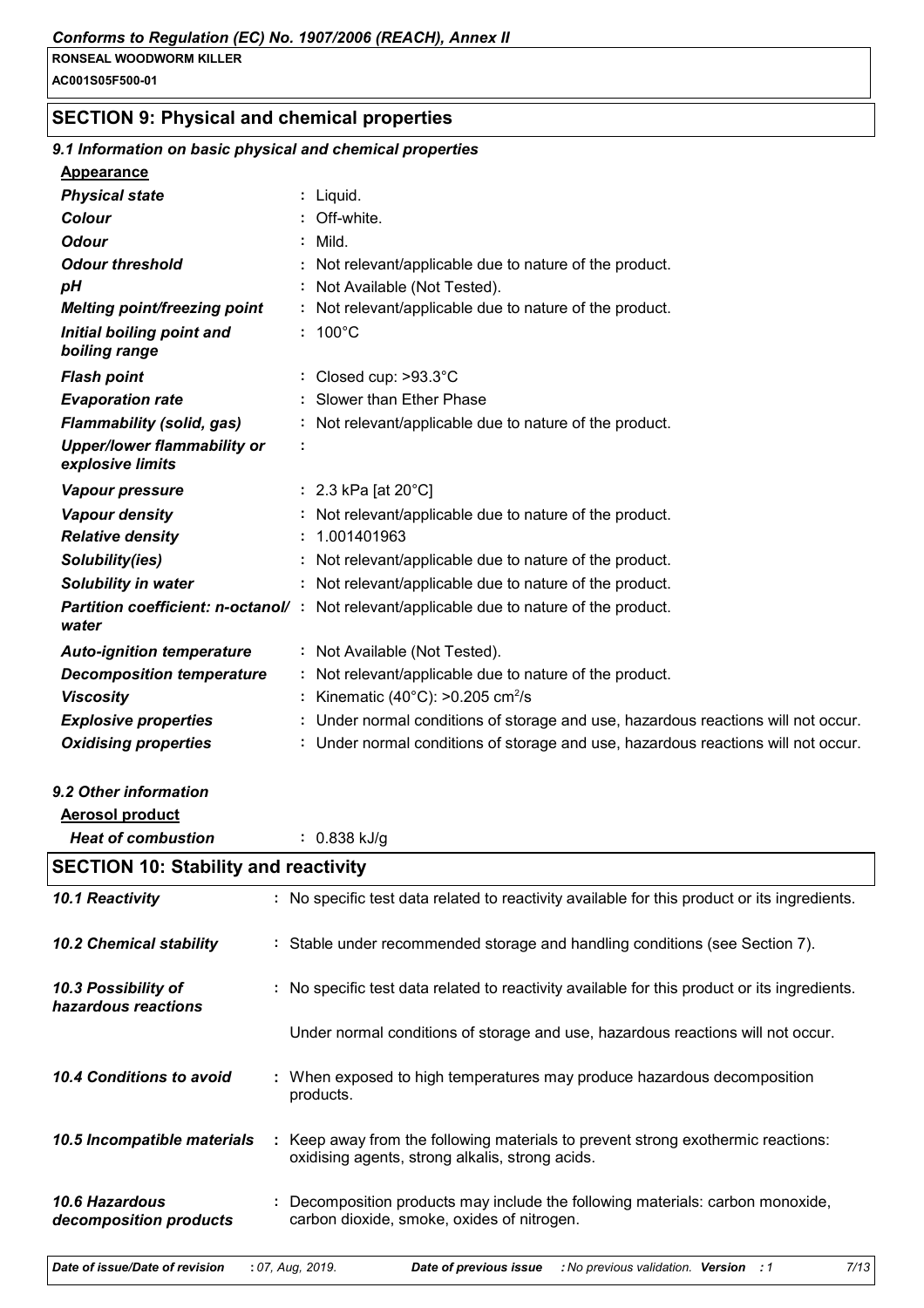## SECTION 9: Physical and chemical properties

### 9.1 Information on basic physical and chemical properties

**Appearance**

| | |
|---|---|
| *Physical state* | : Liquid. |
| *Colour* | : Off-white. |
| *Odour* | : Mild. |
| *Odour threshold* | : Not relevant/applicable due to nature of the product. |
| *pH* | : Not Available (Not Tested). |
| *Melting point/freezing point* | : Not relevant/applicable due to nature of the product. |
| *Initial boiling point and boiling range* | : 100°C |
| *Flash point* | : Closed cup: >93.3°C |
| *Evaporation rate* | : Slower than Ether Phase |
| *Flammability (solid, gas)* | : Not relevant/applicable due to nature of the product. |
| *Upper/lower flammability or explosive limits* | : |
| *Vapour pressure* | : 2.3 kPa [at 20°C] |
| *Vapour density* | : Not relevant/applicable due to nature of the product. |
| *Relative density* | : 1.001401963 |
| *Solubility(ies)* | : Not relevant/applicable due to nature of the product. |
| *Solubility in water* | : Not relevant/applicable due to nature of the product. |
| *Partition coefficient: n-octanol/water* | : Not relevant/applicable due to nature of the product. |
| *Auto-ignition temperature* | : Not Available (Not Tested). |
| *Decomposition temperature* | : Not relevant/applicable due to nature of the product. |
| *Viscosity* | : Kinematic (40°C): >0.205 $cm^2/s$ |
| *Explosive properties* | : Under normal conditions of storage and use, hazardous reactions will not occur. |
| *Oxidising properties* | : Under normal conditions of storage and use, hazardous reactions will not occur. |

### 9.2 Other information

**Aerosol product**

| | |
|---|---|
| *Heat of combustion* | : 0.838 kJ/g |

## SECTION 10: Stability and reactivity

| | |
|---|---|
| *10.1 Reactivity* | : No specific test data related to reactivity available for this product or its ingredients. |
| *10.2 Chemical stability* | : Stable under recommended storage and handling conditions (see Section 7). |
| *10.3 Possibility of hazardous reactions* | : No specific test data related to reactivity available for this product or its ingredients.<br><br>Under normal conditions of storage and use, hazardous reactions will not occur. |
| *10.4 Conditions to avoid* | : When exposed to high temperatures may produce hazardous decomposition products. |
| *10.5 Incompatible materials* | : Keep away from the following materials to prevent strong exothermic reactions: oxidising agents, strong alkalis, strong acids. |
| *10.6 Hazardous decomposition products* | : Decomposition products may include the following materials: carbon monoxide, carbon dioxide, smoke, oxides of nitrogen. |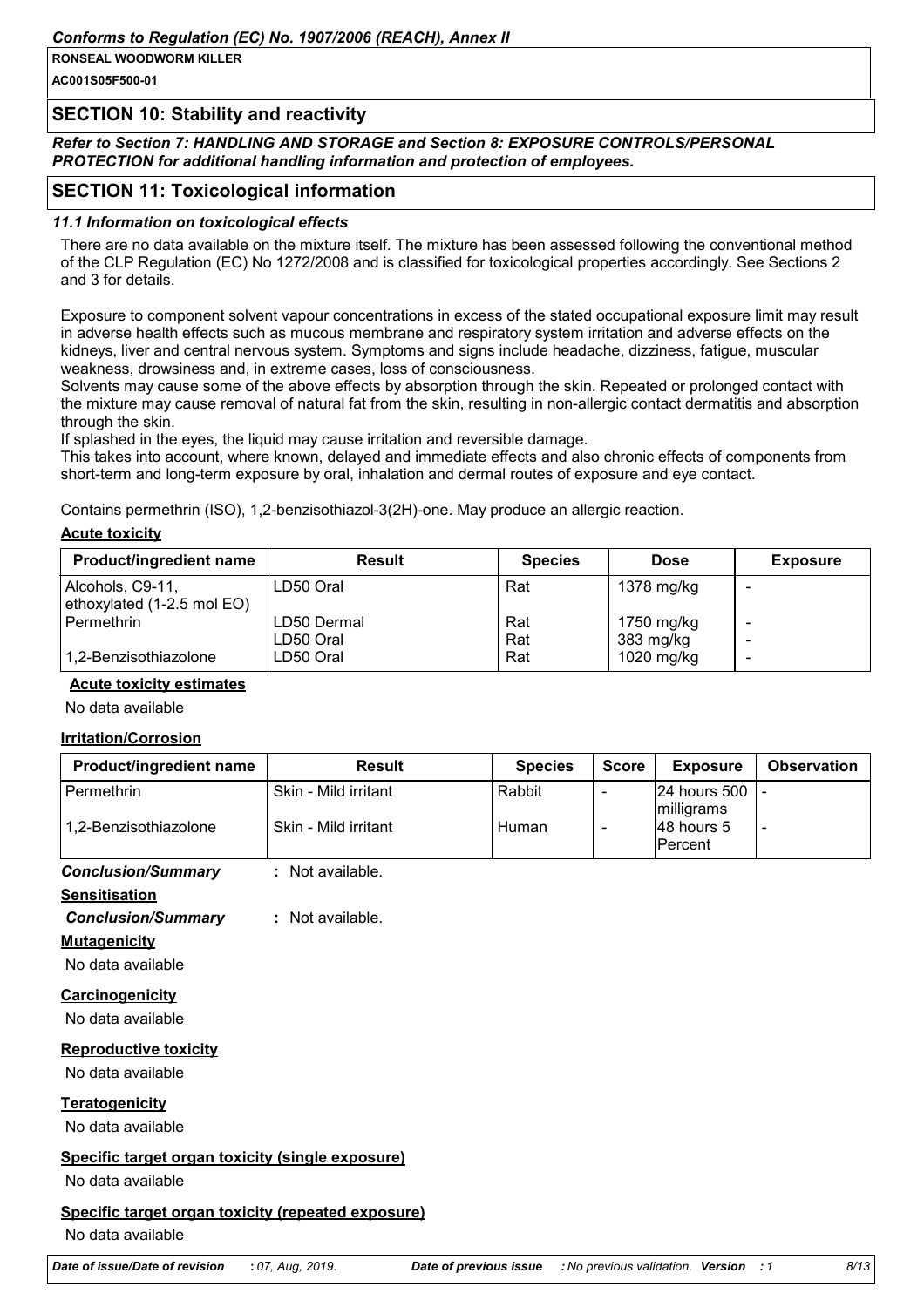## SECTION 10: Stability and reactivity

*Refer to Section 7: HANDLING AND STORAGE and Section 8: EXPOSURE CONTROLS/PERSONAL PROTECTION for additional handling information and protection of employees.*

## SECTION 11: Toxicological information

### 11.1 Information on toxicological effects

There are no data available on the mixture itself. The mixture has been assessed following the conventional method of the CLP Regulation (EC) No 1272/2008 and is classified for toxicological properties accordingly. See Sections 2 and 3 for details.

Exposure to component solvent vapour concentrations in excess of the stated occupational exposure limit may result in adverse health effects such as mucous membrane and respiratory system irritation and adverse effects on the kidneys, liver and central nervous system. Symptoms and signs include headache, dizziness, fatigue, muscular weakness, drowsiness and, in extreme cases, loss of consciousness.
Solvents may cause some of the above effects by absorption through the skin. Repeated or prolonged contact with the mixture may cause removal of natural fat from the skin, resulting in non-allergic contact dermatitis and absorption through the skin.
If splashed in the eyes, the liquid may cause irritation and reversible damage.
This takes into account, where known, delayed and immediate effects and also chronic effects of components from short-term and long-term exposure by oral, inhalation and dermal routes of exposure and eye contact.

Contains permethrin (ISO), 1,2-benzisothiazol-3(2H)-one. May produce an allergic reaction.

**Acute toxicity**

| Product/ingredient name | Result | Species | Dose | Exposure |
|---|---|---|---|---|
| Alcohols, C9-11, ethoxylated (1-2.5 mol EO) | LD50 Oral | Rat | 1378 mg/kg | - |
| Permethrin | LD50 Dermal | Rat | 1750 mg/kg | - |
| | LD50 Oral | Rat | 383 mg/kg | - |
| 1,2-Benzisothiazolone | LD50 Oral | Rat | 1020 mg/kg | - |

**Acute toxicity estimates**

No data available

**Irritation/Corrosion**

| Product/ingredient name | Result | Species | Score | Exposure | Observation |
|---|---|---|---|---|---|
| Permethrin | Skin - Mild irritant | Rabbit | - | 24 hours 500 milligrams | - |
| 1,2-Benzisothiazolone | Skin - Mild irritant | Human | - | 48 hours 5 Percent | - |

*Conclusion/Summary* : Not available.

**Sensitisation**

*Conclusion/Summary* : Not available.

**Mutagenicity**

No data available

**Carcinogenicity**

No data available

**Reproductive toxicity**

No data available

**Teratogenicity**

No data available

**Specific target organ toxicity (single exposure)**

No data available

**Specific target organ toxicity (repeated exposure)**

No data available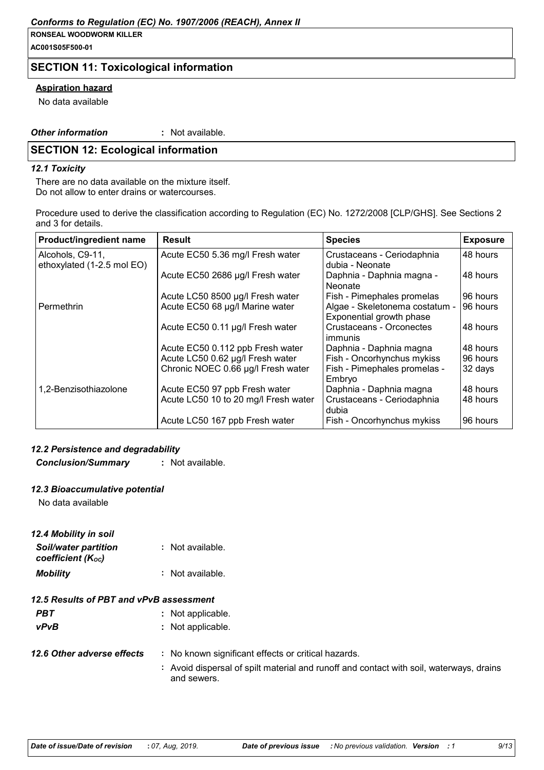## SECTION 11: Toxicological information

**Aspiration hazard**

No data available

***Other information*** : Not available.

## SECTION 12: Ecological information

### *12.1 Toxicity*

There are no data available on the mixture itself.
Do not allow to enter drains or watercourses.

Procedure used to derive the classification according to Regulation (EC) No. 1272/2008 [CLP/GHS]. See Sections 2 and 3 for details.

| Product/ingredient name | Result | Species | Exposure |
|---|---|---|---|
| Alcohols, C9-11, ethoxylated (1-2.5 mol EO) | Acute EC50 5.36 mg/l Fresh water | Crustaceans - Ceriodaphnia dubia - Neonate | 48 hours |
| | Acute EC50 2686 µg/l Fresh water | Daphnia - Daphnia magna - Neonate | 48 hours |
| | Acute LC50 8500 µg/l Fresh water | Fish - Pimephales promelas | 96 hours |
| Permethrin | Acute EC50 68 µg/l Marine water | Algae - Skeletonema costatum - Exponential growth phase | 96 hours |
| | Acute EC50 0.11 µg/l Fresh water | Crustaceans - Orconectes immunis | 48 hours |
| | Acute EC50 0.112 ppb Fresh water | Daphnia - Daphnia magna | 48 hours |
| | Acute LC50 0.62 µg/l Fresh water | Fish - Oncorhynchus mykiss | 96 hours |
| | Chronic NOEC 0.66 µg/l Fresh water | Fish - Pimephales promelas - Embryo | 32 days |
| 1,2-Benzisothiazolone | Acute EC50 97 ppb Fresh water | Daphnia - Daphnia magna | 48 hours |
| | Acute LC50 10 to 20 mg/l Fresh water | Crustaceans - Ceriodaphnia dubia | 48 hours |
| | Acute LC50 167 ppb Fresh water | Fish - Oncorhynchus mykiss | 96 hours |

### *12.2 Persistence and degradability*

***Conclusion/Summary*** : Not available.

### *12.3 Bioaccumulative potential*

No data available

### *12.4 Mobility in soil*

***Soil/water partition coefficient ($K_{OC}$)*** : Not available.

***Mobility*** : Not available.

### *12.5 Results of PBT and vPvB assessment*

***PBT*** : Not applicable.

***vPvB*** : Not applicable.

***12.6 Other adverse effects*** : No known significant effects or critical hazards.

: Avoid dispersal of spilt material and runoff and contact with soil, waterways, drains and sewers.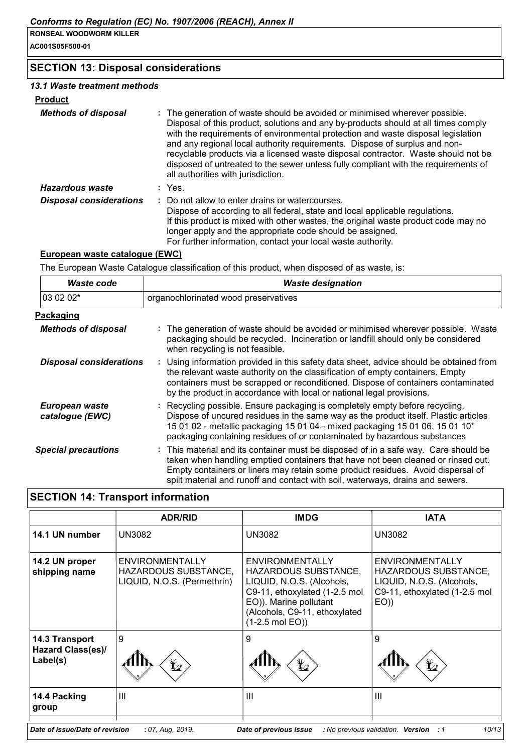## SECTION 13: Disposal considerations

### 13.1 Waste treatment methods

**Product**

| | |
|---|---|
| ***Methods of disposal*** | : The generation of waste should be avoided or minimised wherever possible. Disposal of this product, solutions and any by-products should at all times comply with the requirements of environmental protection and waste disposal legislation and any regional local authority requirements. Dispose of surplus and non-recyclable products via a licensed waste disposal contractor. Waste should not be disposed of untreated to the sewer unless fully compliant with the requirements of all authorities with jurisdiction. |
| ***Hazardous waste*** | : Yes. |
| ***Disposal considerations*** | : Do not allow to enter drains or watercourses. Dispose of according to all federal, state and local applicable regulations. If this product is mixed with other wastes, the original waste product code may no longer apply and the appropriate code should be assigned. For further information, contact your local waste authority. |

**European waste catalogue (EWC)**

The European Waste Catalogue classification of this product, when disposed of as waste, is:

| *Waste code* | *Waste designation* |
|---|---|
| 03 02 02* | organochlorinated wood preservatives |

**Packaging**

| | |
|---|---|
| ***Methods of disposal*** | : The generation of waste should be avoided or minimised wherever possible. Waste packaging should be recycled. Incineration or landfill should only be considered when recycling is not feasible. |
| ***Disposal considerations*** | : Using information provided in this safety data sheet, advice should be obtained from the relevant waste authority on the classification of empty containers. Empty containers must be scrapped or reconditioned. Dispose of containers contaminated by the product in accordance with local or national legal provisions. |
| ***European waste catalogue (EWC)*** | : Recycling possible. Ensure packaging is completely empty before recycling. Dispose of uncured residues in the same way as the product itself. Plastic articles 15 01 02 - metallic packaging 15 01 04 - mixed packaging 15 01 06. 15 01 10* packaging containing residues of or contaminated by hazardous substances |
| ***Special precautions*** | : This material and its container must be disposed of in a safe way. Care should be taken when handling emptied containers that have not been cleaned or rinsed out. Empty containers or liners may retain some product residues. Avoid dispersal of spilt material and runoff and contact with soil, waterways, drains and sewers. |

## SECTION 14: Transport information

| | ADR/RID | IMDG | IATA |
|---|---|---|---|
| **14.1 UN number** | UN3082 | UN3082 | UN3082 |
| **14.2 UN proper shipping name** | ENVIRONMENTALLY HAZARDOUS SUBSTANCE, LIQUID, N.O.S. (Permethrin) | ENVIRONMENTALLY HAZARDOUS SUBSTANCE, LIQUID, N.O.S. (Alcohols, C9-11, ethoxylated (1-2.5 mol EO)). Marine pollutant (Alcohols, C9-11, ethoxylated (1-2.5 mol EO)) | ENVIRONMENTALLY HAZARDOUS SUBSTANCE, LIQUID, N.O.S. (Alcohols, C9-11, ethoxylated (1-2.5 mol EO)) |
| **14.3 Transport Hazard Class(es)/ Label(s)** | 9 | 9 | 9 |
| **14.4 Packing group** | III | III | III |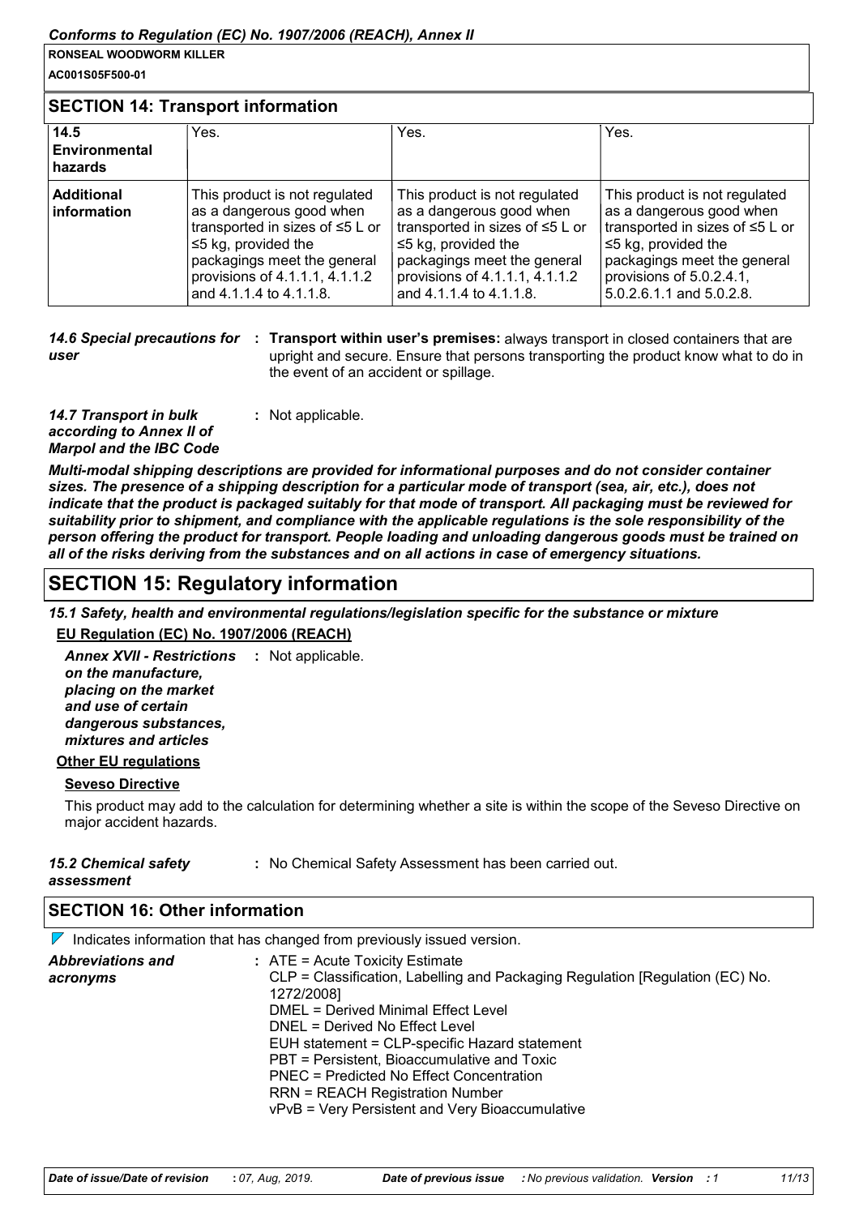## SECTION 14: Transport information

| | | | |
|---|---|---|---|
| **14.5 Environmental hazards** | Yes. | Yes. | Yes. |
| **Additional information** | This product is not regulated as a dangerous good when transported in sizes of ≤5 L or ≤5 kg, provided the packagings meet the general provisions of 4.1.1.1, 4.1.1.2 and 4.1.1.4 to 4.1.1.8. | This product is not regulated as a dangerous good when transported in sizes of ≤5 L or ≤5 kg, provided the packagings meet the general provisions of 4.1.1.1, 4.1.1.2 and 4.1.1.4 to 4.1.1.8. | This product is not regulated as a dangerous good when transported in sizes of ≤5 L or ≤5 kg, provided the packagings meet the general provisions of 5.0.2.4.1, 5.0.2.6.1.1 and 5.0.2.8. |

*14.6 Special precautions for user* : **Transport within user's premises:** always transport in closed containers that are upright and secure. Ensure that persons transporting the product know what to do in the event of an accident or spillage.

*14.7 Transport in bulk according to Annex II of Marpol and the IBC Code* : Not applicable.

***Multi-modal shipping descriptions are provided for informational purposes and do not consider container sizes. The presence of a shipping description for a particular mode of transport (sea, air, etc.), does not indicate that the product is packaged suitably for that mode of transport. All packaging must be reviewed for suitability prior to shipment, and compliance with the applicable regulations is the sole responsibility of the person offering the product for transport. People loading and unloading dangerous goods must be trained on all of the risks deriving from the substances and on all actions in case of emergency situations.***

# SECTION 15: Regulatory information

***15.1 Safety, health and environmental regulations/legislation specific for the substance or mixture***

**EU Regulation (EC) No. 1907/2006 (REACH)**

***Annex XVII - Restrictions on the manufacture, placing on the market and use of certain dangerous substances, mixtures and articles*** : Not applicable.

**Other EU regulations**

**Seveso Directive**

This product may add to the calculation for determining whether a site is within the scope of the Seveso Directive on major accident hazards.

***15.2 Chemical safety assessment*** : No Chemical Safety Assessment has been carried out.

## SECTION 16: Other information

Indicates information that has changed from previously issued version.

***Abbreviations and acronyms*** :
ATE = Acute Toxicity Estimate
CLP = Classification, Labelling and Packaging Regulation [Regulation (EC) No. 1272/2008]
DMEL = Derived Minimal Effect Level
DNEL = Derived No Effect Level
EUH statement = CLP-specific Hazard statement
PBT = Persistent, Bioaccumulative and Toxic
PNEC = Predicted No Effect Concentration
RRN = REACH Registration Number
vPvB = Very Persistent and Very Bioaccumulative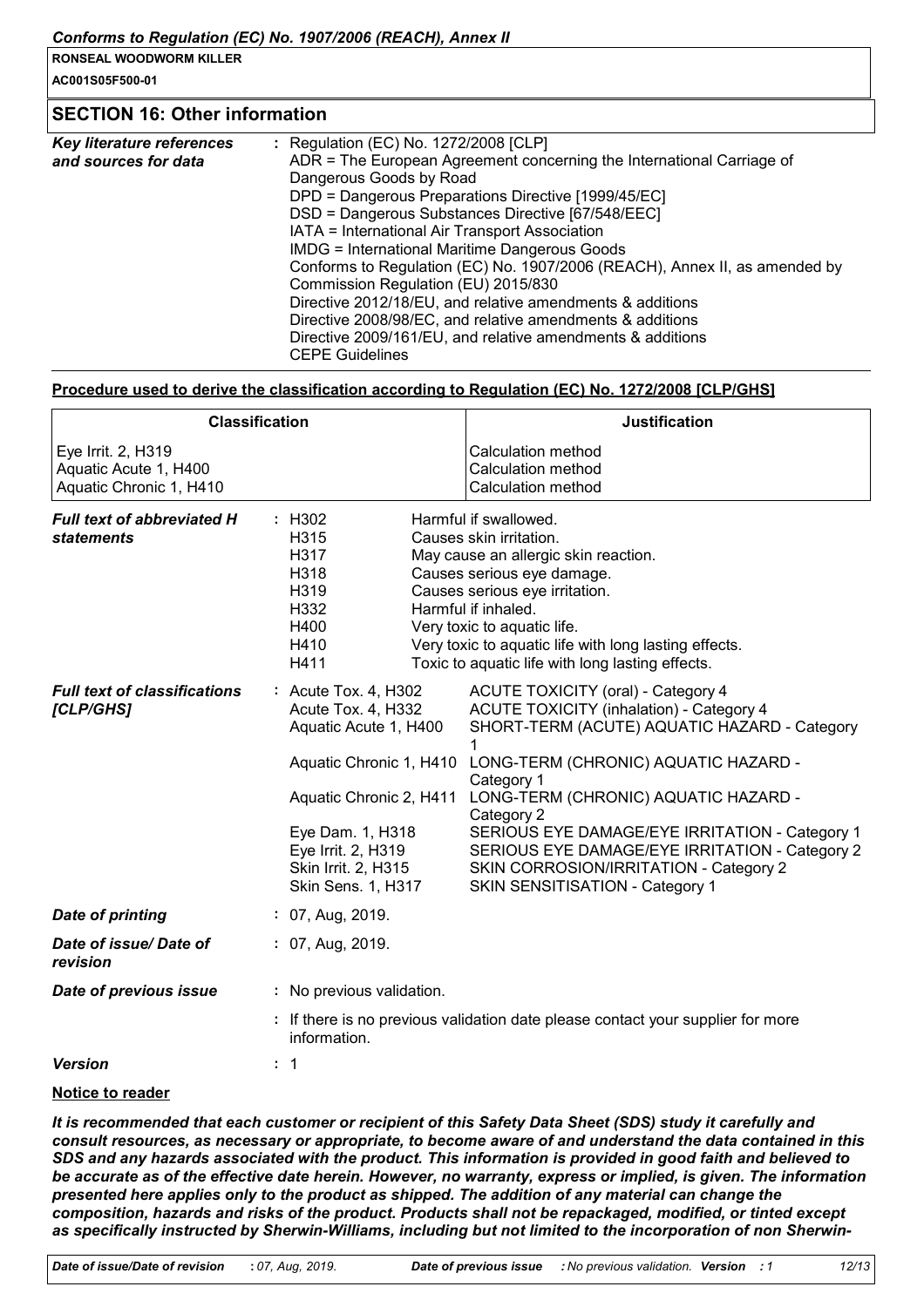## SECTION 16: Other information

| | |
|---|---|
| ***Key literature references and sources for data*** | Regulation (EC) No. 1272/2008 [CLP]<br>ADR = The European Agreement concerning the International Carriage of Dangerous Goods by Road<br>DPD = Dangerous Preparations Directive [1999/45/EC]<br>DSD = Dangerous Substances Directive [67/548/EEC]<br>IATA = International Air Transport Association<br>IMDG = International Maritime Dangerous Goods<br>Conforms to Regulation (EC) No. 1907/2006 (REACH), Annex II, as amended by Commission Regulation (EU) 2015/830<br>Directive 2012/18/EU, and relative amendments & additions<br>Directive 2008/98/EC, and relative amendments & additions<br>Directive 2009/161/EU, and relative amendments & additions<br>CEPE Guidelines |

**Procedure used to derive the classification according to Regulation (EC) No. 1272/2008 [CLP/GHS]**

| Classification | Justification |
|---|---|
| Eye Irrit. 2, H319 | Calculation method |
| Aquatic Acute 1, H400 | Calculation method |
| Aquatic Chronic 1, H410 | Calculation method |

***Full text of abbreviated H statements***

| | |
|---|---|
| H302 | Harmful if swallowed. |
| H315 | Causes skin irritation. |
| H317 | May cause an allergic skin reaction. |
| H318 | Causes serious eye damage. |
| H319 | Causes serious eye irritation. |
| H332 | Harmful if inhaled. |
| H400 | Very toxic to aquatic life. |
| H410 | Very toxic to aquatic life with long lasting effects. |
| H411 | Toxic to aquatic life with long lasting effects. |

***Full text of classifications [CLP/GHS]***

| | |
|---|---|
| Acute Tox. 4, H302 | ACUTE TOXICITY (oral) - Category 4 |
| Acute Tox. 4, H332 | ACUTE TOXICITY (inhalation) - Category 4 |
| Aquatic Acute 1, H400 | SHORT-TERM (ACUTE) AQUATIC HAZARD - Category 1 |
| Aquatic Chronic 1, H410 | LONG-TERM (CHRONIC) AQUATIC HAZARD - Category 1 |
| Aquatic Chronic 2, H411 | LONG-TERM (CHRONIC) AQUATIC HAZARD - Category 2 |
| Eye Dam. 1, H318 | SERIOUS EYE DAMAGE/EYE IRRITATION - Category 1 |
| Eye Irrit. 2, H319 | SERIOUS EYE DAMAGE/EYE IRRITATION - Category 2 |
| Skin Irrit. 2, H315 | SKIN CORROSION/IRRITATION - Category 2 |
| Skin Sens. 1, H317 | SKIN SENSITISATION - Category 1 |

| | |
|---|---|
| ***Date of printing*** | 07, Aug, 2019. |
| ***Date of issue/ Date of revision*** | 07, Aug, 2019. |
| ***Date of previous issue*** | No previous validation. |
| | If there is no previous validation date please contact your supplier for more information. |
| ***Version*** | 1 |

**Notice to reader**

***It is recommended that each customer or recipient of this Safety Data Sheet (SDS) study it carefully and consult resources, as necessary or appropriate, to become aware of and understand the data contained in this SDS and any hazards associated with the product. This information is provided in good faith and believed to be accurate as of the effective date herein. However, no warranty, express or implied, is given. The information presented here applies only to the product as shipped. The addition of any material can change the composition, hazards and risks of the product. Products shall not be repackaged, modified, or tinted except as specifically instructed by Sherwin-Williams, including but not limited to the incorporation of non Sherwin-***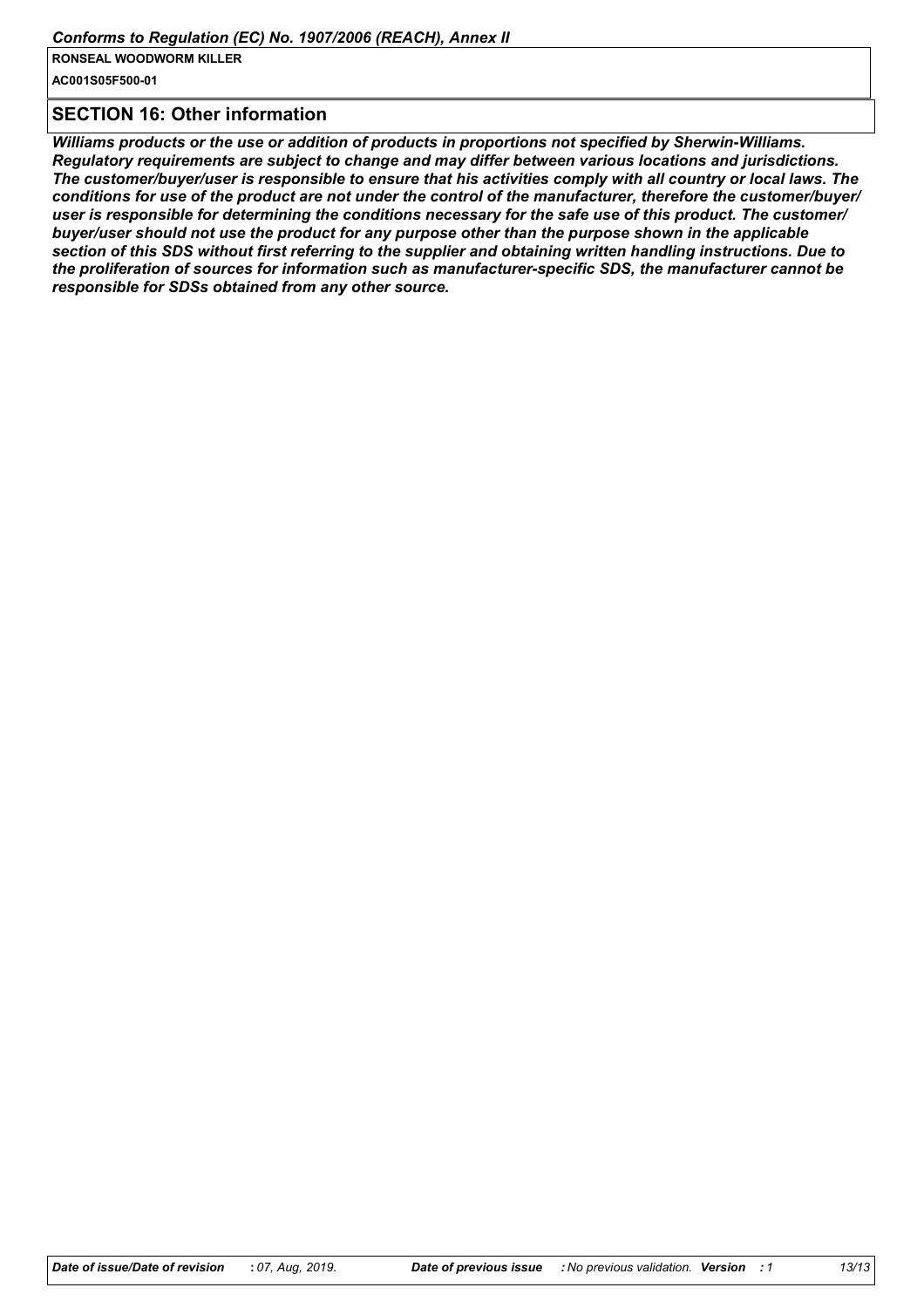## SECTION 16: Other information

***Williams products or the use or addition of products in proportions not specified by Sherwin-Williams. Regulatory requirements are subject to change and may differ between various locations and jurisdictions. The customer/buyer/user is responsible to ensure that his activities comply with all country or local laws. The conditions for use of the product are not under the control of the manufacturer, therefore the customer/buyer/ user is responsible for determining the conditions necessary for the safe use of this product. The customer/ buyer/user should not use the product for any purpose other than the purpose shown in the applicable section of this SDS without first referring to the supplier and obtaining written handling instructions. Due to the proliferation of sources for information such as manufacturer-specific SDS, the manufacturer cannot be responsible for SDSs obtained from any other source.***